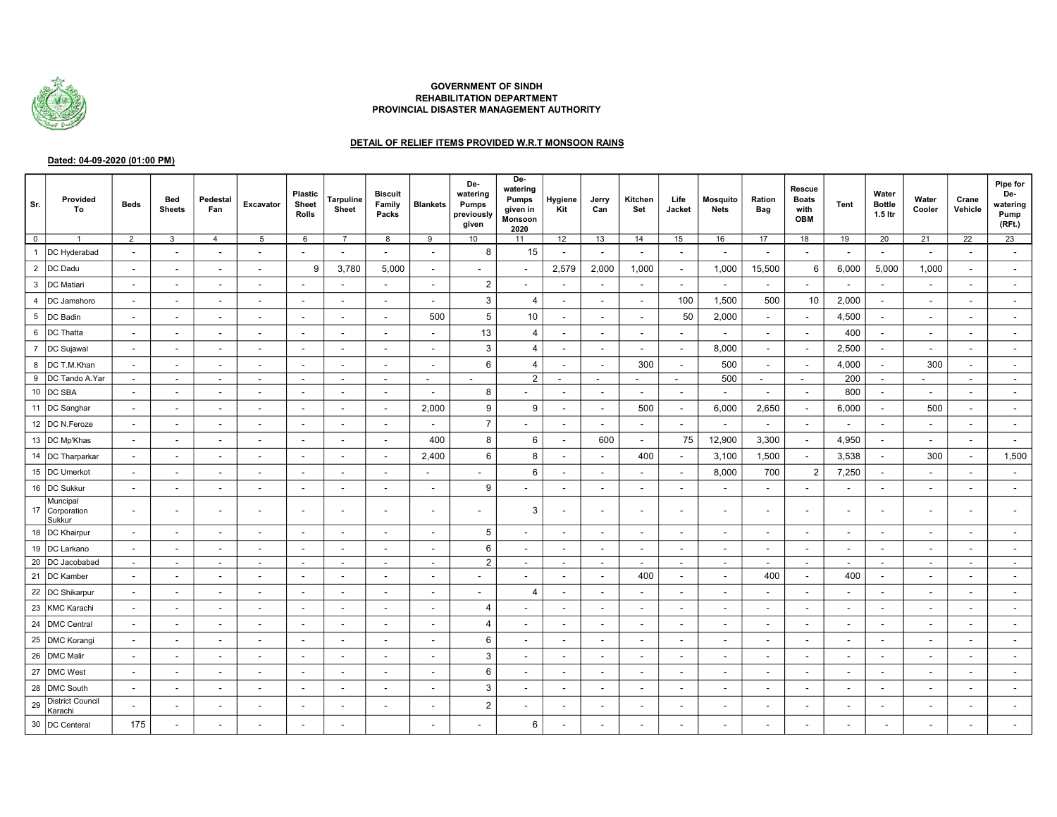**GOVERNMENT OF SINDH**
**REHABILITATION DEPARTMENT**
**PROVINCIAL DISASTER MANAGEMENT AUTHORITY**

**DETAIL OF RELIEF ITEMS PROVIDED W.R.T MONSOON RAINS**

**Dated: 04-09-2020 (01:00 PM)**

| Sr. | Provided To | Beds | Bed Sheets | Pedestal Fan | Excavator | Plastic Sheet Rolls | Tarpuline Sheet | Biscuit Family Packs | Blankets | De-watering Pumps previously given | De-watering Pumps given in Monsoon 2020 | Hygiene Kit | Jerry Can | Kitchen Set | Life Jacket | Mosquito Nets | Ration Bag | Rescue Boats with OBM | Tent | Water Bottle 1.5 ltr | Water Cooler | Crane Vehicle | Pipe for De-watering Pump (RFt.) |
|---|---|---|---|---|---|---|---|---|---|---|---|---|---|---|---|---|---|---|---|---|---|---|---|
| 0 | 1 | 2 | 3 | 4 | 5 | 6 | 7 | 8 | 9 | 10 | 11 | 12 | 13 | 14 | 15 | 16 | 17 | 18 | 19 | 20 | 21 | 22 | 23 |
| 1 | DC Hyderabad | - | - | - | - | - | - | - | - | 8 | 15 | - | - | - | - | - | - | - | - | - | - | - | - |
| 2 | DC Dadu | - | - | - | - | 9 | 3,780 | 5,000 | - | - | - | 2,579 | 2,000 | 1,000 | - | 1,000 | 15,500 | 6 | 6,000 | 5,000 | 1,000 | - | - |
| 3 | DC Matiari | - | - | - | - | - | - | - | - | 2 | - | - | - | - | - | - | - | - | - | - | - | - | - |
| 4 | DC Jamshoro | - | - | - | - | - | - | - | - | 3 | 4 | - | - | - | 100 | 1,500 | 500 | 10 | 2,000 | - | - | - | - |
| 5 | DC Badin | - | - | - | - | - | - | - | 500 | 5 | 10 | - | - | - | 50 | 2,000 | - | - | 4,500 | - | - | - | - |
| 6 | DC Thatta | - | - | - | - | - | - | - | - | 13 | 4 | - | - | - | - | - | - | - | 400 | - | - | - | - |
| 7 | DC Sujawal | - | - | - | - | - | - | - | - | 3 | 4 | - | - | - | - | 8,000 | - | - | 2,500 | - | - | - | - |
| 8 | DC T.M.Khan | - | - | - | - | - | - | - | - | 6 | 4 | - | - | 300 | - | 500 | - | - | 4,000 | - | 300 | - | - |
| 9 | DC Tando A.Yar | - | - | - | - | - | - | - | - | - | 2 | - | - | - | - | 500 | - | - | 200 | - | - | - | - |
| 10 | DC SBA | - | - | - | - | - | - | - | - | 8 | - | - | - | - | - | - | - | - | 800 | - | - | - | - |
| 11 | DC Sanghar | - | - | - | - | - | - | - | 2,000 | 9 | 9 | - | - | 500 | - | 6,000 | 2,650 | - | 6,000 | - | 500 | - | - |
| 12 | DC N.Feroze | - | - | - | - | - | - | - | - | 7 | - | - | - | - | - | - | - | - | - | - | - | - | - |
| 13 | DC Mp'Khas | - | - | - | - | - | - | - | 400 | 8 | 6 | - | 600 | - | 75 | 12,900 | 3,300 | - | 4,950 | - | - | - | - |
| 14 | DC Tharparkar | - | - | - | - | - | - | - | 2,400 | 6 | 8 | - | - | 400 | - | 3,100 | 1,500 | - | 3,538 | - | 300 | - | 1,500 |
| 15 | DC Umerkot | - | - | - | - | - | - | - | - | - | 6 | - | - | - | - | 8,000 | 700 | 2 | 7,250 | - | - | - | - |
| 16 | DC Sukkur | - | - | - | - | - | - | - | - | 9 | - | - | - | - | - | - | - | - | - | - | - | - | - |
| 17 | Muncipal Corporation Sukkur | - | - | - | - | - | - | - | - | - | 3 | - | - | - | - | - | - | - | - | - | - | - | - |
| 18 | DC Khairpur | - | - | - | - | - | - | - | - | 5 | - | - | - | - | - | - | - | - | - | - | - | - | - |
| 19 | DC Larkano | - | - | - | - | - | - | - | - | 6 | - | - | - | - | - | - | - | - | - | - | - | - | - |
| 20 | DC Jacobabad | - | - | - | - | - | - | - | - | 2 | - | - | - | - | - | - | - | - | - | - | - | - | - |
| 21 | DC Kamber | - | - | - | - | - | - | - | - | - | - | - | - | 400 | - | - | 400 | - | 400 | - | - | - | - |
| 22 | DC Shikarpur | - | - | - | - | - | - | - | - | - | 4 | - | - | - | - | - | - | - | - | - | - | - | - |
| 23 | KMC Karachi | - | - | - | - | - | - | - | - | 4 | - | - | - | - | - | - | - | - | - | - | - | - | - |
| 24 | DMC Central | - | - | - | - | - | - | - | - | 4 | - | - | - | - | - | - | - | - | - | - | - | - | - |
| 25 | DMC Korangi | - | - | - | - | - | - | - | - | 6 | - | - | - | - | - | - | - | - | - | - | - | - | - |
| 26 | DMC Malir | - | - | - | - | - | - | - | - | 3 | - | - | - | - | - | - | - | - | - | - | - | - | - |
| 27 | DMC West | - | - | - | - | - | - | - | - | 6 | - | - | - | - | - | - | - | - | - | - | - | - | - |
| 28 | DMC South | - | - | - | - | - | - | - | - | 3 | - | - | - | - | - | - | - | - | - | - | - | - | - |
| 29 | District Council Karachi | - | - | - | - | - | - | - | - | 2 | - | - | - | - | - | - | - | - | - | - | - | - | - |
| 30 | DC Centeral | 175 | - | - | - | - | - | | - | - | 6 | - | - | - | - | - | - | - | - | - | - | - | - |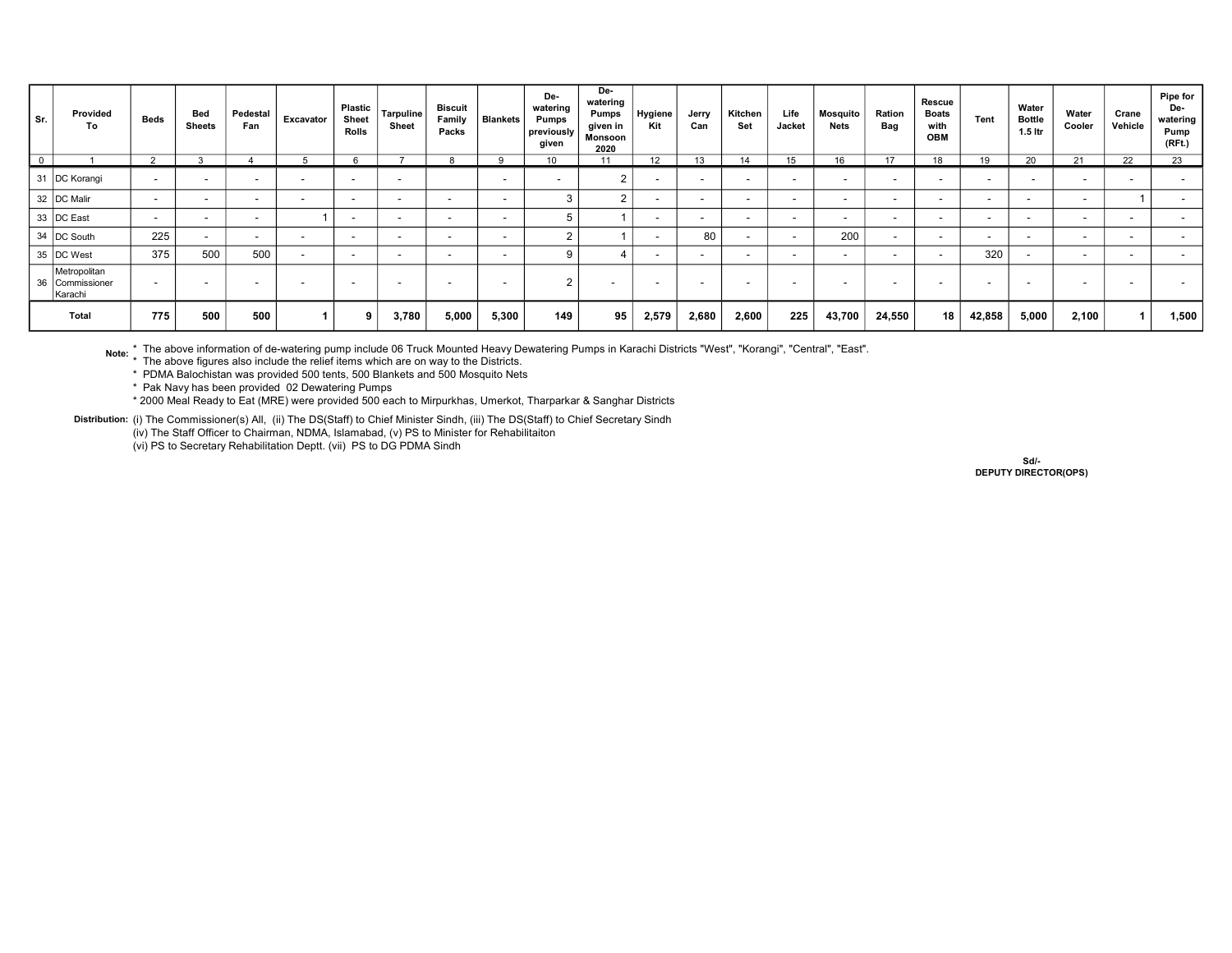| Sr. | Provided To | Beds | Bed Sheets | Pedestal Fan | Excavator | Plastic Sheet Rolls | Tarpuline Sheet | Biscuit Family Packs | Blankets | De-watering Pumps previously given | De-watering Pumps given in Monsoon 2020 | Hygiene Kit | Jerry Can | Kitchen Set | Life Jacket | Mosquito Nets | Ration Bag | Rescue Boats with OBM | Tent | Water Bottle 1.5 ltr | Water Cooler | Crane Vehicle | Pipe for De-watering Pump (RFt.) |
|---|---|---|---|---|---|---|---|---|---|---|---|---|---|---|---|---|---|---|---|---|---|---|---|
| 0 | 1 | 2 | 3 | 4 | 5 | 6 | 7 | 8 | 9 | 10 | 11 | 12 | 13 | 14 | 15 | 16 | 17 | 18 | 19 | 20 | 21 | 22 | 23 |
| 31 | DC Korangi | - | - | - | - | - | - | | - | - | 2 | - | - | - | - | - | - | - | - | - | - | - | - |
| 32 | DC Malir | - | - | - | - | - | - | - | - | 3 | 2 | - | - | - | - | - | - | - | - | - | - | 1 | - |
| 33 | DC East | - | - | - | 1 | - | - | - | - | 5 | 1 | - | - | - | - | - | - | - | - | - | - | - | - |
| 34 | DC South | 225 | - | - | - | - | - | - | - | 2 | 1 | - | 80 | - | - | 200 | - | - | - | - | - | - | - |
| 35 | DC West | 375 | 500 | 500 | - | - | - | - | - | 9 | 4 | - | - | - | - | - | - | - | 320 | - | - | - | - |
| 36 | Metropolitan Commissioner Karachi | - | - | - | - | - | - | - | - | 2 | - | - | - | - | - | - | - | - | - | - | - | - | - |
| | **Total** | **775** | **500** | **500** | **1** | **9** | **3,780** | **5,000** | **5,300** | **149** | **95** | **2,579** | **2,680** | **2,600** | **225** | **43,700** | **24,550** | **18** | **42,858** | **5,000** | **2,100** | **1** | **1,500** |

**Note:**
* The above information of de-watering pump include 06 Truck Mounted Heavy Dewatering Pumps in Karachi Districts "West", "Korangi", "Central", "East".
* The above figures also include the relief items which are on way to the Districts.
* PDMA Balochistan was provided 500 tents, 500 Blankets and 500 Mosquito Nets
* Pak Navy has been provided 02 Dewatering Pumps
* 2000 Meal Ready to Eat (MRE) were provided 500 each to Mirpurkhas, Umerkot, Tharparkar & Sanghar Districts

**Distribution:** (i) The Commissioner(s) All, (ii) The DS(Staff) to Chief Minister Sindh, (iii) The DS(Staff) to Chief Secretary Sindh (iv) The Staff Officer to Chairman, NDMA, Islamabad, (v) PS to Minister for Rehabilitaiton (vi) PS to Secretary Rehabilitation Deptt. (vii) PS to DG PDMA Sindh

**Sd/-**
**DEPUTY DIRECTOR(OPS)**